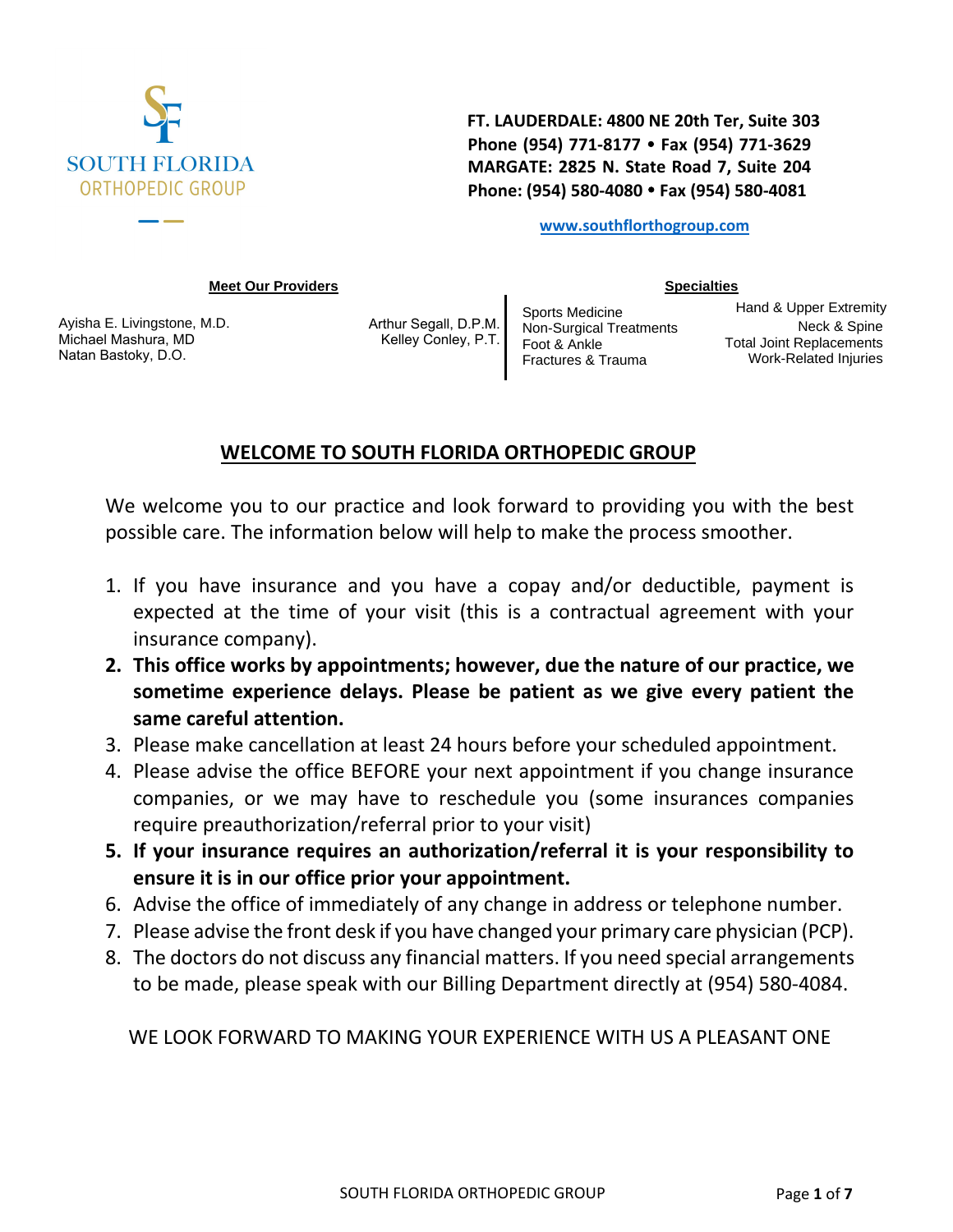SOUTH FLORIDA ORTHOPEDIC GROUP

**FT. LAUDERDALE: 4800 NE 20th Ter, Suite 303**
**Phone (954) 771-8177 • Fax (954) 771-3629**
**MARGATE: 2825 N. State Road 7, Suite 204**
**Phone: (954) 580-4080 • Fax (954) 580-4081**

**www.southflorthogroup.com**

**Meet Our Providers**

Ayisha E. Livingstone, M.D.
Michael Mashura, MD
Natan Bastoky, D.O.
Arthur Segall, D.P.M.
Kelley Conley, P.T.

**Specialties**

Sports Medicine
Non-Surgical Treatments
Foot & Ankle
Fractures & Trauma
Hand & Upper Extremity
Neck & Spine
Total Joint Replacements
Work-Related Injuries

## WELCOME TO SOUTH FLORIDA ORTHOPEDIC GROUP

We welcome you to our practice and look forward to providing you with the best possible care. The information below will help to make the process smoother.

1. If you have insurance and you have a copay and/or deductible, payment is expected at the time of your visit (this is a contractual agreement with your insurance company).
2. **This office works by appointments; however, due the nature of our practice, we sometime experience delays. Please be patient as we give every patient the same careful attention.**
3. Please make cancellation at least 24 hours before your scheduled appointment.
4. Please advise the office BEFORE your next appointment if you change insurance companies, or we may have to reschedule you (some insurances companies require preauthorization/referral prior to your visit)
5. **If your insurance requires an authorization/referral it is your responsibility to ensure it is in our office prior your appointment.**
6. Advise the office of immediately of any change in address or telephone number.
7. Please advise the front desk if you have changed your primary care physician (PCP).
8. The doctors do not discuss any financial matters. If you need special arrangements to be made, please speak with our Billing Department directly at (954) 580-4084.

WE LOOK FORWARD TO MAKING YOUR EXPERIENCE WITH US A PLEASANT ONE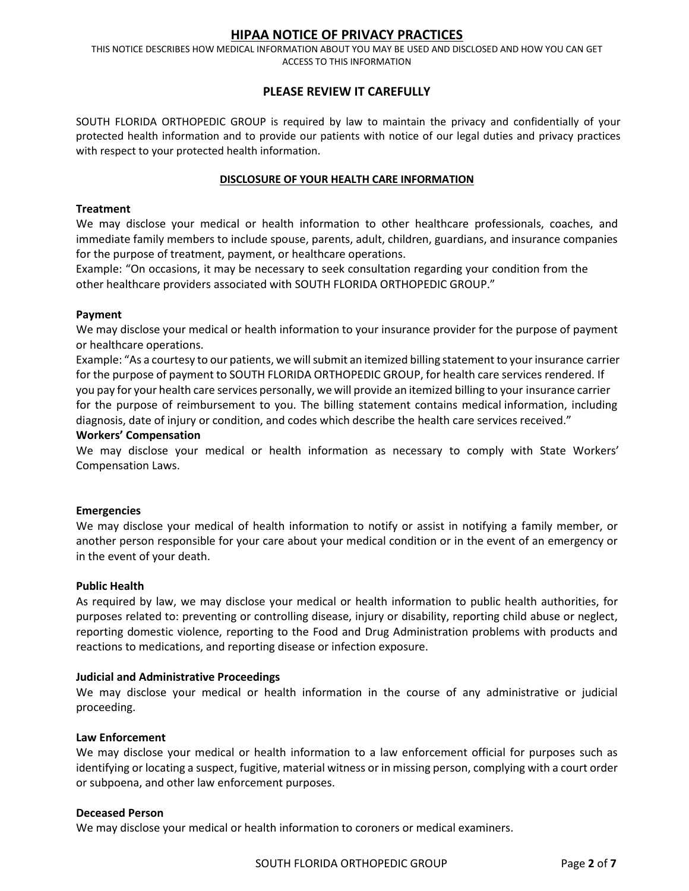# HIPAA NOTICE OF PRIVACY PRACTICES

THIS NOTICE DESCRIBES HOW MEDICAL INFORMATION ABOUT YOU MAY BE USED AND DISCLOSED AND HOW YOU CAN GET ACCESS TO THIS INFORMATION

## PLEASE REVIEW IT CAREFULLY

SOUTH FLORIDA ORTHOPEDIC GROUP is required by law to maintain the privacy and confidentially of your protected health information and to provide our patients with notice of our legal duties and privacy practices with respect to your protected health information.

## DISCLOSURE OF YOUR HEALTH CARE INFORMATION

**Treatment**

We may disclose your medical or health information to other healthcare professionals, coaches, and immediate family members to include spouse, parents, adult, children, guardians, and insurance companies for the purpose of treatment, payment, or healthcare operations.

Example: "On occasions, it may be necessary to seek consultation regarding your condition from the other healthcare providers associated with SOUTH FLORIDA ORTHOPEDIC GROUP."

**Payment**

We may disclose your medical or health information to your insurance provider for the purpose of payment or healthcare operations.

Example: "As a courtesy to our patients, we will submit an itemized billing statement to your insurance carrier for the purpose of payment to SOUTH FLORIDA ORTHOPEDIC GROUP, for health care services rendered. If you pay for your health care services personally, we will provide an itemized billing to your insurance carrier for the purpose of reimbursement to you. The billing statement contains medical information, including diagnosis, date of injury or condition, and codes which describe the health care services received."

**Workers' Compensation**

We may disclose your medical or health information as necessary to comply with State Workers' Compensation Laws.

**Emergencies**

We may disclose your medical of health information to notify or assist in notifying a family member, or another person responsible for your care about your medical condition or in the event of an emergency or in the event of your death.

**Public Health**

As required by law, we may disclose your medical or health information to public health authorities, for purposes related to: preventing or controlling disease, injury or disability, reporting child abuse or neglect, reporting domestic violence, reporting to the Food and Drug Administration problems with products and reactions to medications, and reporting disease or infection exposure.

**Judicial and Administrative Proceedings**

We may disclose your medical or health information in the course of any administrative or judicial proceeding.

**Law Enforcement**

We may disclose your medical or health information to a law enforcement official for purposes such as identifying or locating a suspect, fugitive, material witness or in missing person, complying with a court order or subpoena, and other law enforcement purposes.

**Deceased Person**

We may disclose your medical or health information to coroners or medical examiners.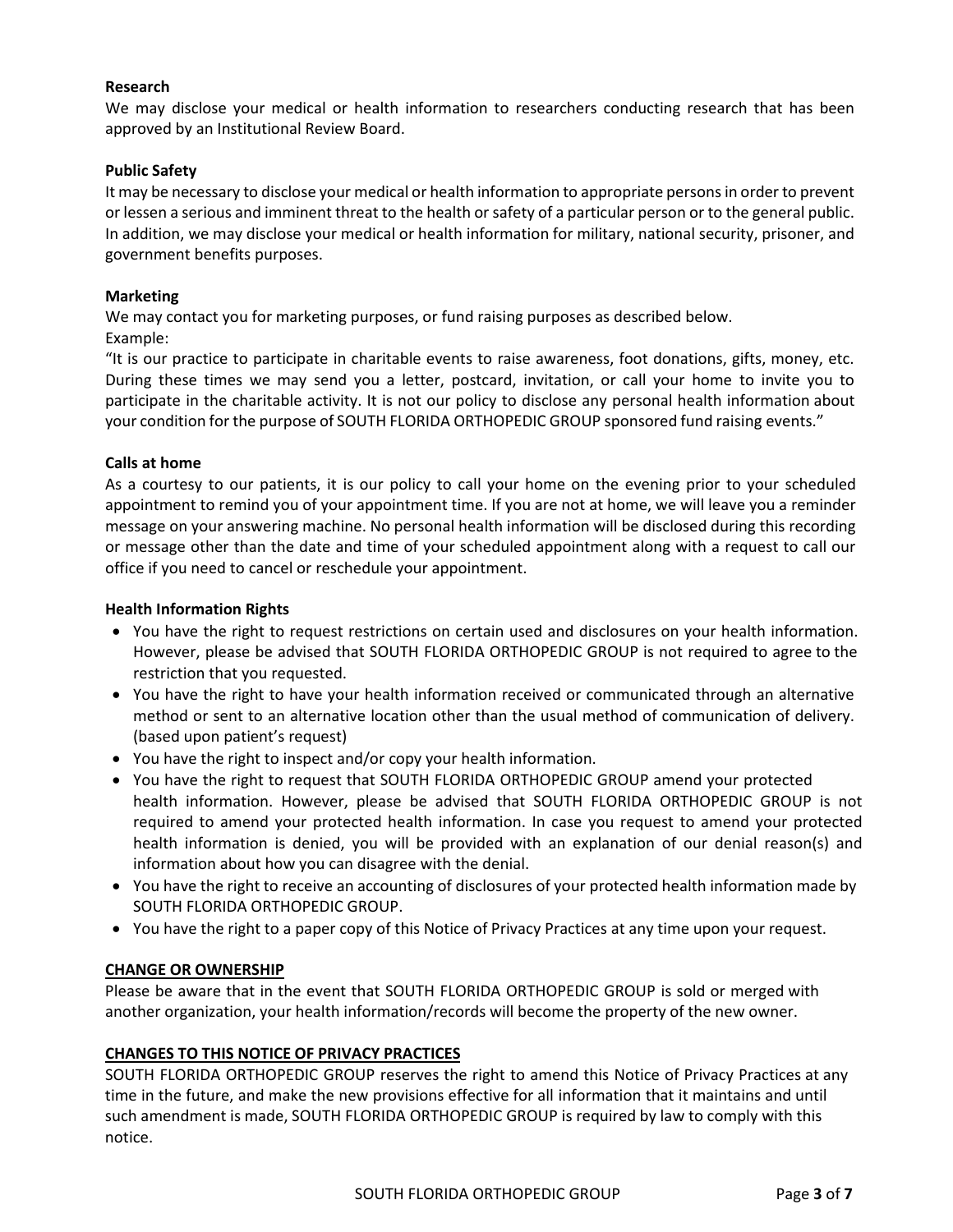**Research**

We may disclose your medical or health information to researchers conducting research that has been approved by an Institutional Review Board.

**Public Safety**

It may be necessary to disclose your medical or health information to appropriate persons in order to prevent or lessen a serious and imminent threat to the health or safety of a particular person or to the general public. In addition, we may disclose your medical or health information for military, national security, prisoner, and government benefits purposes.

**Marketing**

We may contact you for marketing purposes, or fund raising purposes as described below.
Example:
"It is our practice to participate in charitable events to raise awareness, foot donations, gifts, money, etc. During these times we may send you a letter, postcard, invitation, or call your home to invite you to participate in the charitable activity. It is not our policy to disclose any personal health information about your condition for the purpose of SOUTH FLORIDA ORTHOPEDIC GROUP sponsored fund raising events."

**Calls at home**

As a courtesy to our patients, it is our policy to call your home on the evening prior to your scheduled appointment to remind you of your appointment time. If you are not at home, we will leave you a reminder message on your answering machine. No personal health information will be disclosed during this recording or message other than the date and time of your scheduled appointment along with a request to call our office if you need to cancel or reschedule your appointment.

**Health Information Rights**

- You have the right to request restrictions on certain used and disclosures on your health information. However, please be advised that SOUTH FLORIDA ORTHOPEDIC GROUP is not required to agree to the restriction that you requested.
- You have the right to have your health information received or communicated through an alternative method or sent to an alternative location other than the usual method of communication of delivery. (based upon patient's request)
- You have the right to inspect and/or copy your health information.
- You have the right to request that SOUTH FLORIDA ORTHOPEDIC GROUP amend your protected health information. However, please be advised that SOUTH FLORIDA ORTHOPEDIC GROUP is not required to amend your protected health information. In case you request to amend your protected health information is denied, you will be provided with an explanation of our denial reason(s) and information about how you can disagree with the denial.
- You have the right to receive an accounting of disclosures of your protected health information made by SOUTH FLORIDA ORTHOPEDIC GROUP.
- You have the right to a paper copy of this Notice of Privacy Practices at any time upon your request.

**CHANGE OR OWNERSHIP**

Please be aware that in the event that SOUTH FLORIDA ORTHOPEDIC GROUP is sold or merged with another organization, your health information/records will become the property of the new owner.

**CHANGES TO THIS NOTICE OF PRIVACY PRACTICES**

SOUTH FLORIDA ORTHOPEDIC GROUP reserves the right to amend this Notice of Privacy Practices at any time in the future, and make the new provisions effective for all information that it maintains and until such amendment is made, SOUTH FLORIDA ORTHOPEDIC GROUP is required by law to comply with this notice.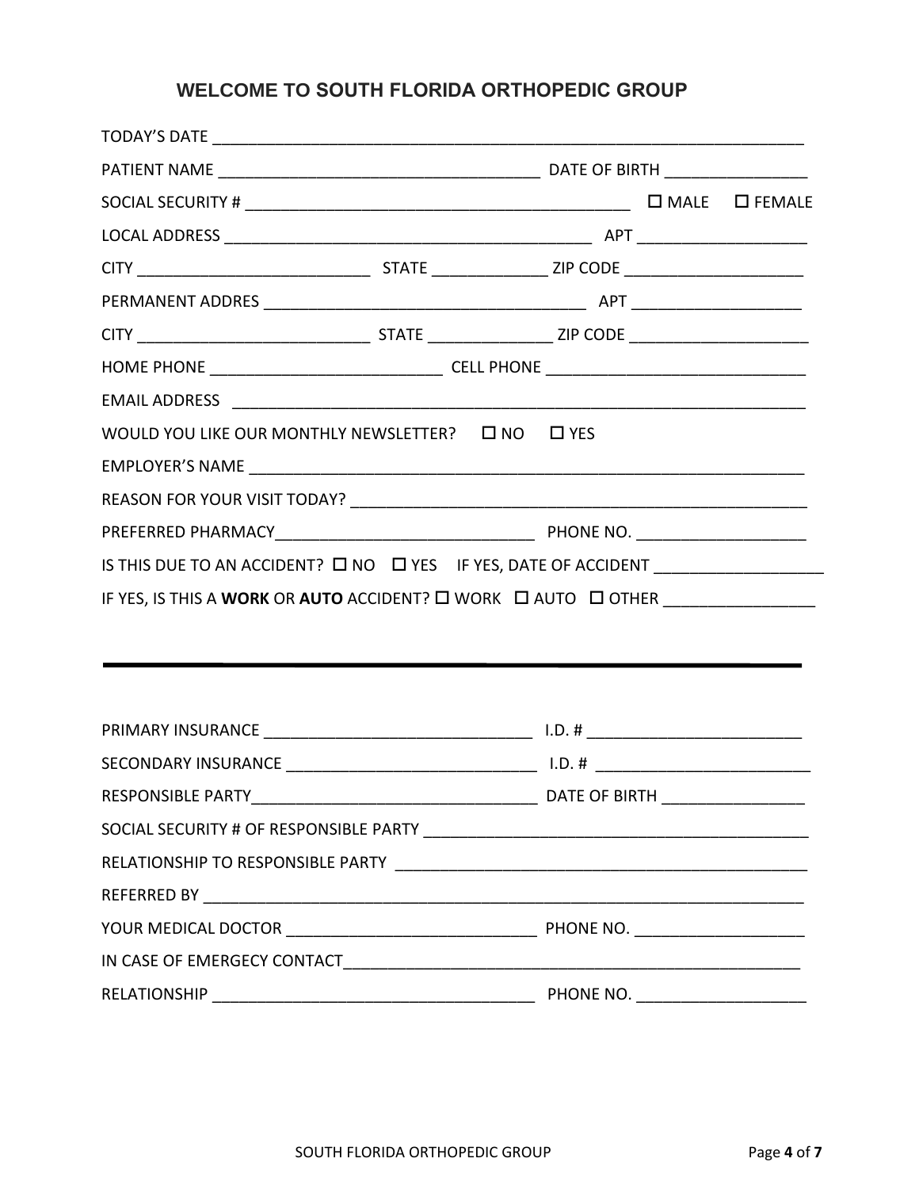## WELCOME TO SOUTH FLORIDA ORTHOPEDIC GROUP

TODAY'S DATE ___________________________________________________________________

PATIENT NAME ____________________________________ DATE OF BIRTH ________________

SOCIAL SECURITY # ____________________________________________ ☐ MALE ☐ FEMALE

LOCAL ADDRESS __________________________________________ APT ___________________

CITY __________________________ STATE _____________ ZIP CODE ____________________

PERMANENT ADDRES _____________________________________ APT ___________________

CITY __________________________ STATE ______________ ZIP CODE ____________________

HOME PHONE __________________________ CELL PHONE _____________________________

EMAIL ADDRESS ___________________________________________________________________

WOULD YOU LIKE OUR MONTHLY NEWSLETTER? ☐ NO ☐ YES

EMPLOYER'S NAME _________________________________________________________________

REASON FOR YOUR VISIT TODAY? ____________________________________________________

PREFERRED PHARMACY_____________________________ PHONE NO. ___________________

IS THIS DUE TO AN ACCIDENT? ☐ NO ☐ YES IF YES, DATE OF ACCIDENT ___________________

IF YES, IS THIS A **WORK** OR **AUTO** ACCIDENT? ☐ WORK ☐ AUTO ☐ OTHER _________________

---

PRIMARY INSURANCE _______________________________ I.D. # ________________________

SECONDARY INSURANCE ____________________________ I.D. # ________________________

RESPONSIBLE PARTY________________________________ DATE OF BIRTH ________________

SOCIAL SECURITY # OF RESPONSIBLE PARTY ____________________________________________

RELATIONSHIP TO RESPONSIBLE PARTY _______________________________________________

REFERRED BY ______________________________________________________________________

YOUR MEDICAL DOCTOR _____________________________ PHONE NO. ___________________

IN CASE OF EMERGECY CONTACT______________________________________________________

RELATIONSHIP ____________________________________ PHONE NO. ___________________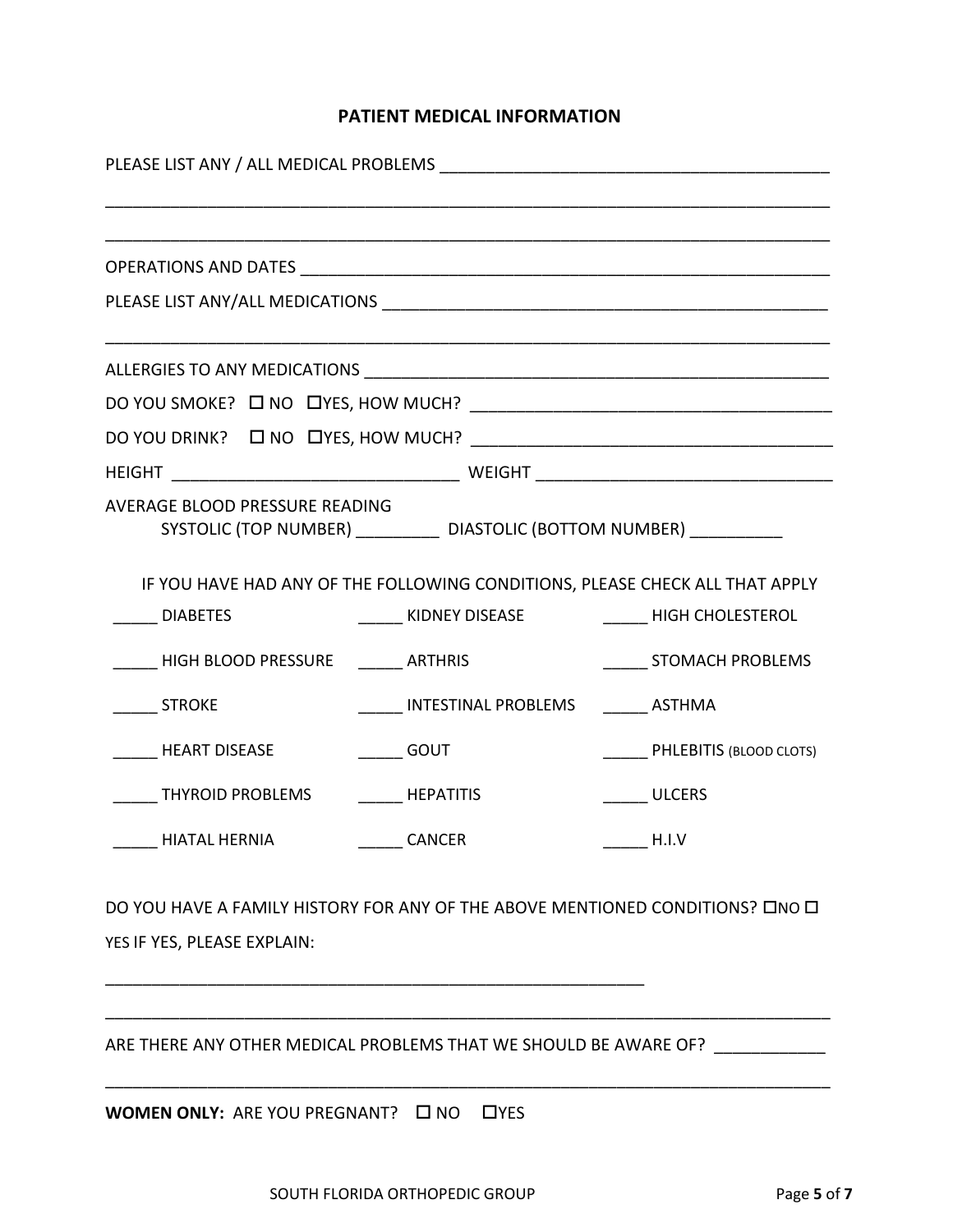## PATIENT MEDICAL INFORMATION

PLEASE LIST ANY / ALL MEDICAL PROBLEMS ___________________________________________

_______________________________________________________________________________

_______________________________________________________________________________

OPERATIONS AND DATES ___________________________________________________________

PLEASE LIST ANY/ALL MEDICATIONS _________________________________________________

_______________________________________________________________________________

ALLERGIES TO ANY MEDICATIONS ___________________________________________________

DO YOU SMOKE? ☐ NO ☐YES, HOW MUCH? ______________________________________

DO YOU DRINK? ☐ NO ☐YES, HOW MUCH? ______________________________________

HEIGHT ______________________________ WEIGHT ______________________________

AVERAGE BLOOD PRESSURE READING
SYSTOLIC (TOP NUMBER) _________ DIASTOLIC (BOTTOM NUMBER) __________

IF YOU HAVE HAD ANY OF THE FOLLOWING CONDITIONS, PLEASE CHECK ALL THAT APPLY

_____ DIABETES
_____ KIDNEY DISEASE
_____ HIGH CHOLESTEROL
_____ HIGH BLOOD PRESSURE
_____ ARTHRIS
_____ STOMACH PROBLEMS
_____ STROKE
_____ INTESTINAL PROBLEMS
_____ ASTHMA
_____ HEART DISEASE
_____ GOUT
_____ PHLEBITIS (BLOOD CLOTS)
_____ THYROID PROBLEMS
_____ HEPATITIS
_____ ULCERS
_____ HIATAL HERNIA
_____ CANCER
_____ H.I.V

DO YOU HAVE A FAMILY HISTORY FOR ANY OF THE ABOVE MENTIONED CONDITIONS? ☐NO ☐ YES IF YES, PLEASE EXPLAIN:

____________________________________________________________

_______________________________________________________________________________

ARE THERE ANY OTHER MEDICAL PROBLEMS THAT WE SHOULD BE AWARE OF? ____________

_______________________________________________________________________________

**WOMEN ONLY:** ARE YOU PREGNANT? ☐ NO ☐YES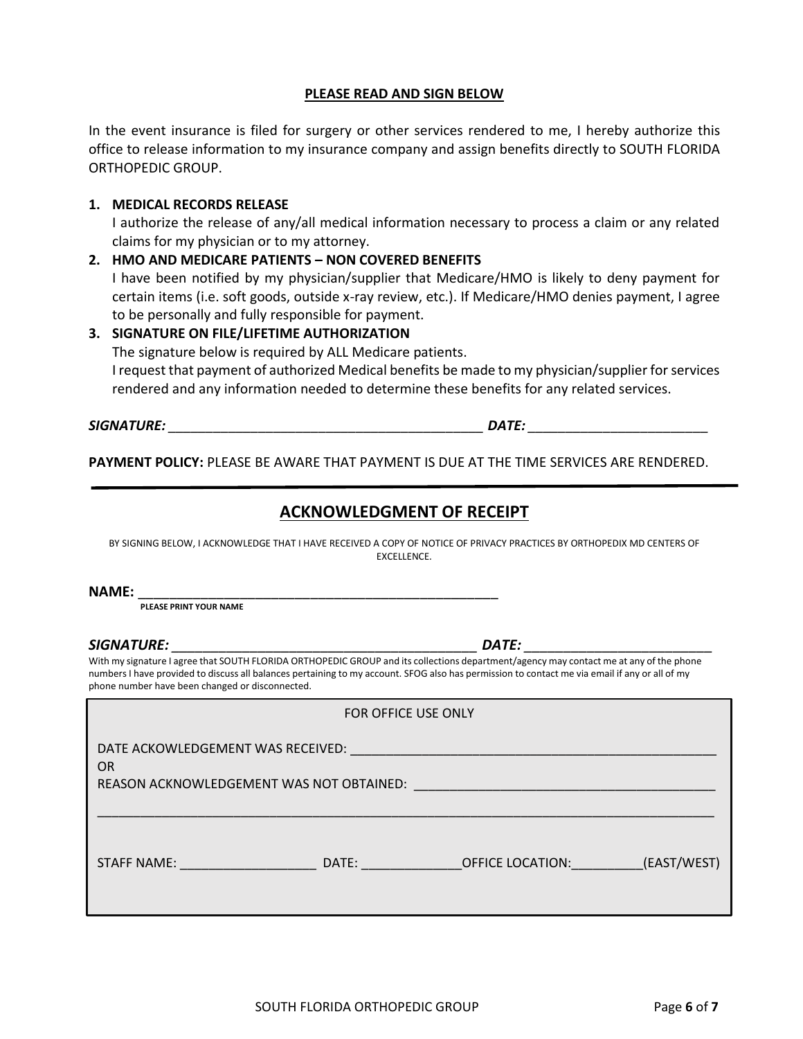**PLEASE READ AND SIGN BELOW**

In the event insurance is filed for surgery or other services rendered to me, I hereby authorize this office to release information to my insurance company and assign benefits directly to SOUTH FLORIDA ORTHOPEDIC GROUP.

1. **MEDICAL RECORDS RELEASE**
   I authorize the release of any/all medical information necessary to process a claim or any related claims for my physician or to my attorney.
2. **HMO AND MEDICARE PATIENTS – NON COVERED BENEFITS**
   I have been notified by my physician/supplier that Medicare/HMO is likely to deny payment for certain items (i.e. soft goods, outside x-ray review, etc.). If Medicare/HMO denies payment, I agree to be personally and fully responsible for payment.
3. **SIGNATURE ON FILE/LIFETIME AUTHORIZATION**
   The signature below is required by ALL Medicare patients.
   I request that payment of authorized Medical benefits be made to my physician/supplier for services rendered and any information needed to determine these benefits for any related services.

***SIGNATURE:*** __________________________________________ ***DATE:*** ________________________

**PAYMENT POLICY:** PLEASE BE AWARE THAT PAYMENT IS DUE AT THE TIME SERVICES ARE RENDERED.

---

## ACKNOWLEDGMENT OF RECEIPT

BY SIGNING BELOW, I ACKNOWLEDGE THAT I HAVE RECEIVED A COPY OF NOTICE OF PRIVACY PRACTICES BY ORTHOPEDIX MD CENTERS OF EXCELLENCE.

**NAME:** _________________________________________________
**PLEASE PRINT YOUR NAME**

***SIGNATURE:*** _________________________________________ ***DATE:*** _________________________

With my signature I agree that SOUTH FLORIDA ORTHOPEDIC GROUP and its collections department/agency may contact me at any of the phone numbers I have provided to discuss all balances pertaining to my account. SFOG also has permission to contact me via email if any or all of my phone number have been changed or disconnected.

FOR OFFICE USE ONLY

DATE ACKOWLEDGEMENT WAS RECEIVED: ___________________________________________________
OR
REASON ACKNOWLEDGEMENT WAS NOT OBTAINED: _________________________________________

_____________________________________________________________________________________

STAFF NAME: __________________ DATE: _____________OFFICE LOCATION:__________(EAST/WEST)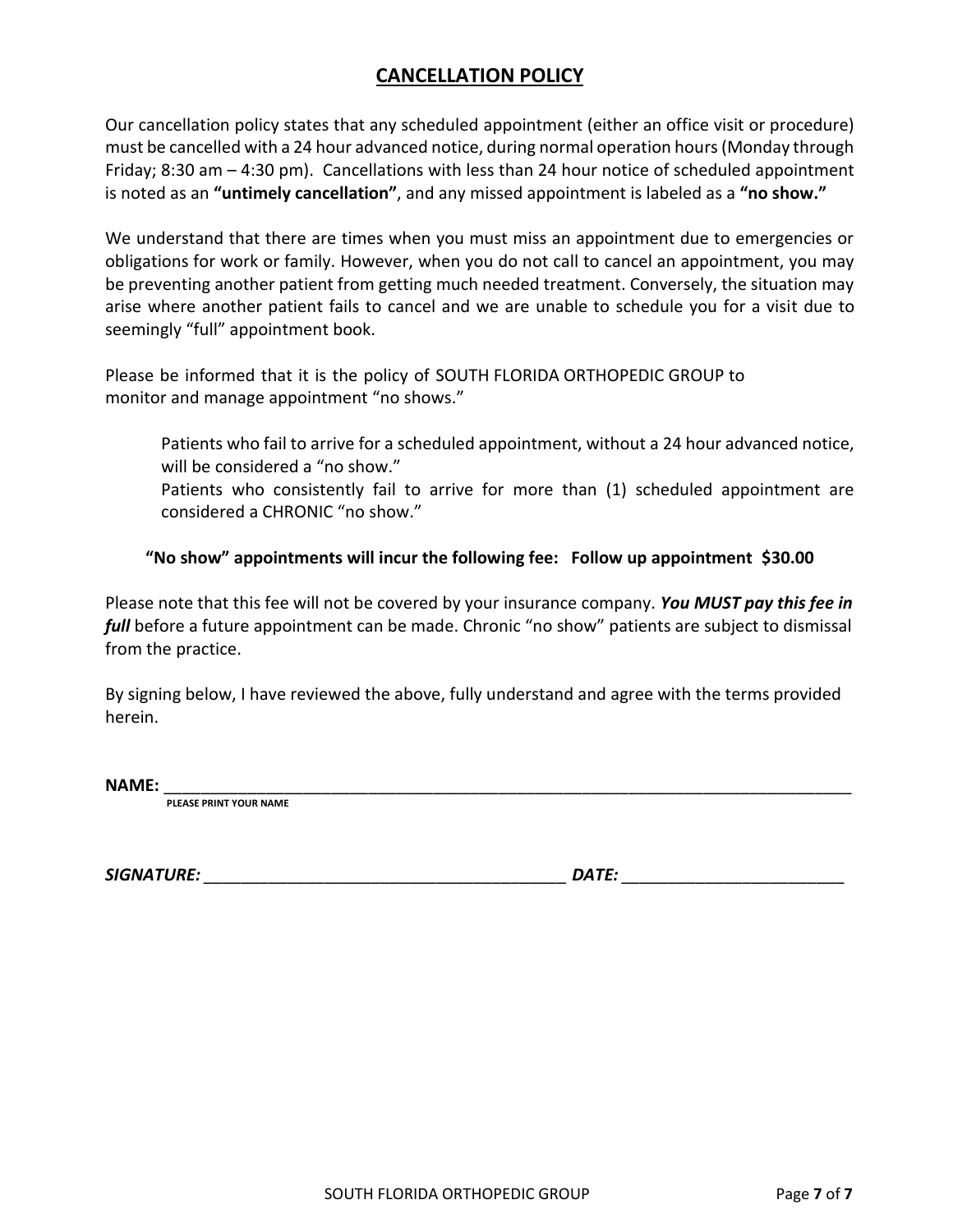## CANCELLATION POLICY

Our cancellation policy states that any scheduled appointment (either an office visit or procedure) must be cancelled with a 24 hour advanced notice, during normal operation hours (Monday through Friday; 8:30 am – 4:30 pm). Cancellations with less than 24 hour notice of scheduled appointment is noted as an **"untimely cancellation"**, and any missed appointment is labeled as a **"no show."**

We understand that there are times when you must miss an appointment due to emergencies or obligations for work or family. However, when you do not call to cancel an appointment, you may be preventing another patient from getting much needed treatment. Conversely, the situation may arise where another patient fails to cancel and we are unable to schedule you for a visit due to seemingly "full" appointment book.

Please be informed that it is the policy of SOUTH FLORIDA ORTHOPEDIC GROUP to monitor and manage appointment "no shows."

> Patients who fail to arrive for a scheduled appointment, without a 24 hour advanced notice, will be considered a "no show."
>
> Patients who consistently fail to arrive for more than (1) scheduled appointment are considered a CHRONIC "no show."

**"No show" appointments will incur the following fee: Follow up appointment $30.00**

Please note that this fee will not be covered by your insurance company. ***You MUST pay this fee in full*** before a future appointment can be made. Chronic "no show" patients are subject to dismissal from the practice.

By signing below, I have reviewed the above, fully understand and agree with the terms provided herein.

**NAME:** ____________________________________________________________
PLEASE PRINT YOUR NAME

***SIGNATURE:*** ________________________________ ***DATE:*** ____________________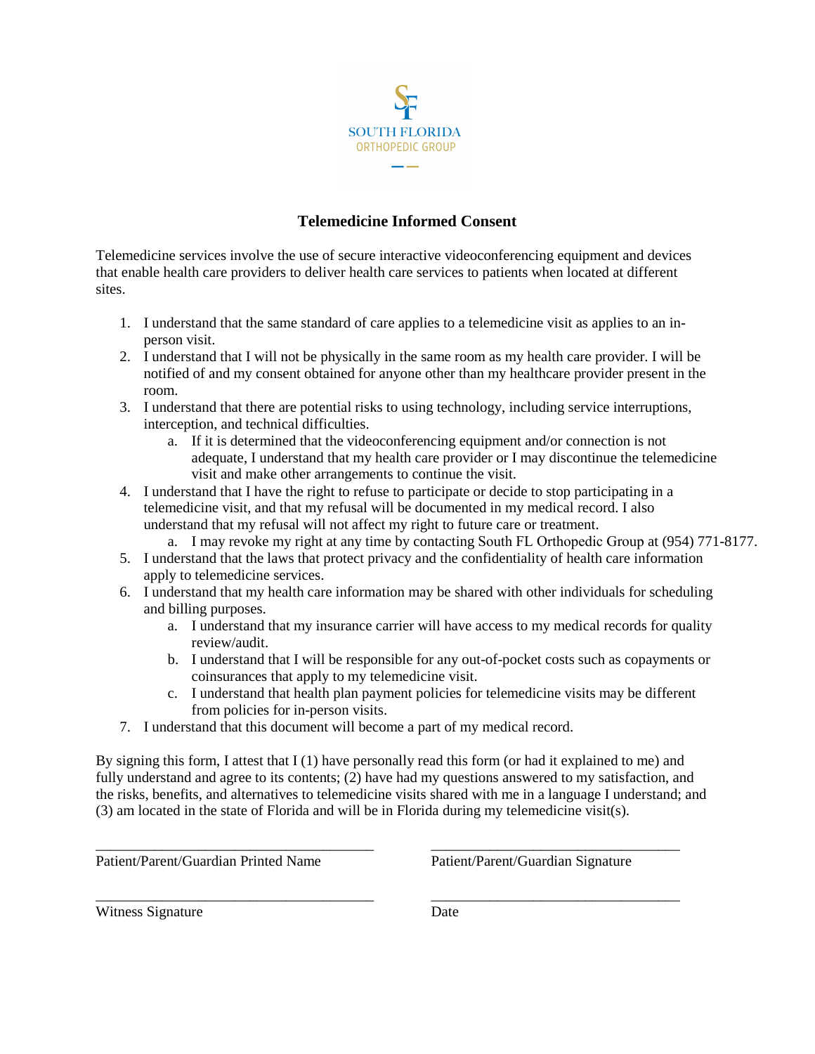SOUTH FLORIDA
ORTHOPEDIC GROUP

# Telemedicine Informed Consent

Telemedicine services involve the use of secure interactive videoconferencing equipment and devices that enable health care providers to deliver health care services to patients when located at different sites.

1. I understand that the same standard of care applies to a telemedicine visit as applies to an in-person visit.
2. I understand that I will not be physically in the same room as my health care provider. I will be notified of and my consent obtained for anyone other than my healthcare provider present in the room.
3. I understand that there are potential risks to using technology, including service interruptions, interception, and technical difficulties.
   a. If it is determined that the videoconferencing equipment and/or connection is not adequate, I understand that my health care provider or I may discontinue the telemedicine visit and make other arrangements to continue the visit.
4. I understand that I have the right to refuse to participate or decide to stop participating in a telemedicine visit, and that my refusal will be documented in my medical record. I also understand that my refusal will not affect my right to future care or treatment.
   a. I may revoke my right at any time by contacting South FL Orthopedic Group at (954) 771-8177.
5. I understand that the laws that protect privacy and the confidentiality of health care information apply to telemedicine services.
6. I understand that my health care information may be shared with other individuals for scheduling and billing purposes.
   a. I understand that my insurance carrier will have access to my medical records for quality review/audit.
   b. I understand that I will be responsible for any out-of-pocket costs such as copayments or coinsurances that apply to my telemedicine visit.
   c. I understand that health plan payment policies for telemedicine visits may be different from policies for in-person visits.
7. I understand that this document will become a part of my medical record.

By signing this form, I attest that I (1) have personally read this form (or had it explained to me) and fully understand and agree to its contents; (2) have had my questions answered to my satisfaction, and the risks, benefits, and alternatives to telemedicine visits shared with me in a language I understand; and (3) am located in the state of Florida and will be in Florida during my telemedicine visit(s).

\_\_\_\_\_\_\_\_\_\_\_\_\_\_\_\_\_\_\_\_\_\_\_\_\_\_\_\_\_\_\_\_\_\_\_\_\_\_\_ \_\_\_\_\_\_\_\_\_\_\_\_\_\_\_\_\_\_\_\_\_\_\_\_\_\_\_\_\_\_\_\_\_\_\_
Patient/Parent/Guardian Printed Name Patient/Parent/Guardian Signature

\_\_\_\_\_\_\_\_\_\_\_\_\_\_\_\_\_\_\_\_\_\_\_\_\_\_\_\_\_\_\_\_\_\_\_\_\_\_\_ \_\_\_\_\_\_\_\_\_\_\_\_\_\_\_\_\_\_\_\_\_\_\_\_\_\_\_\_\_\_\_\_\_\_\_
Witness Signature Date